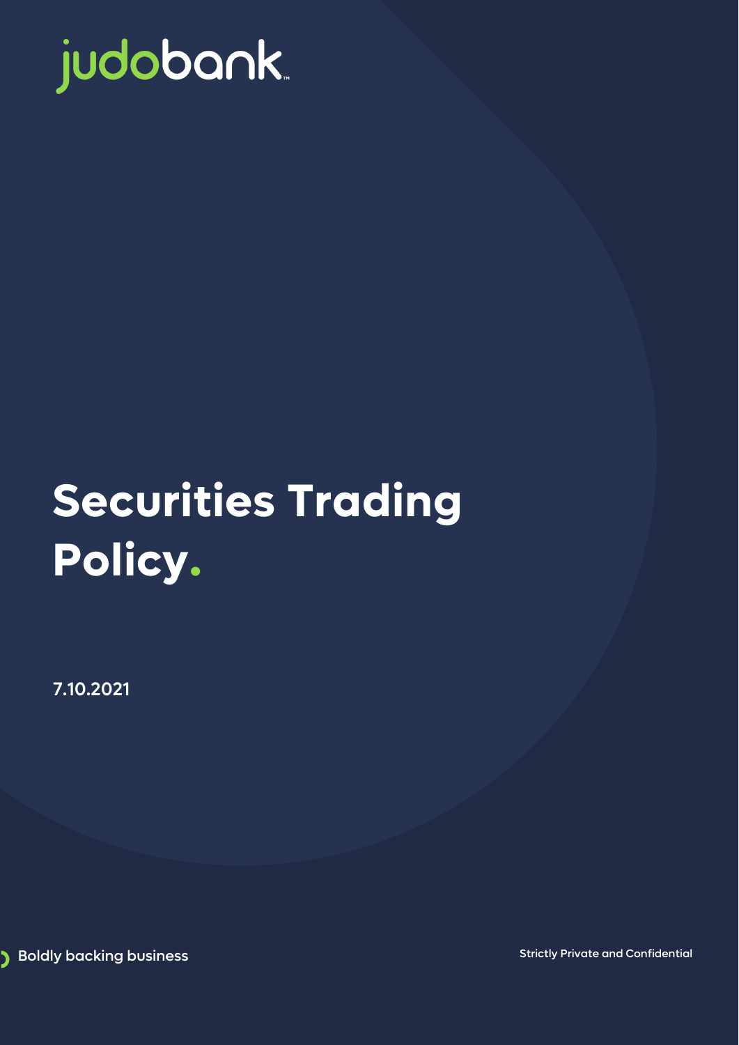judobank

# Securities Trading Policy.

7.10.2021

Boldly backing business

Strictly Private and Confidential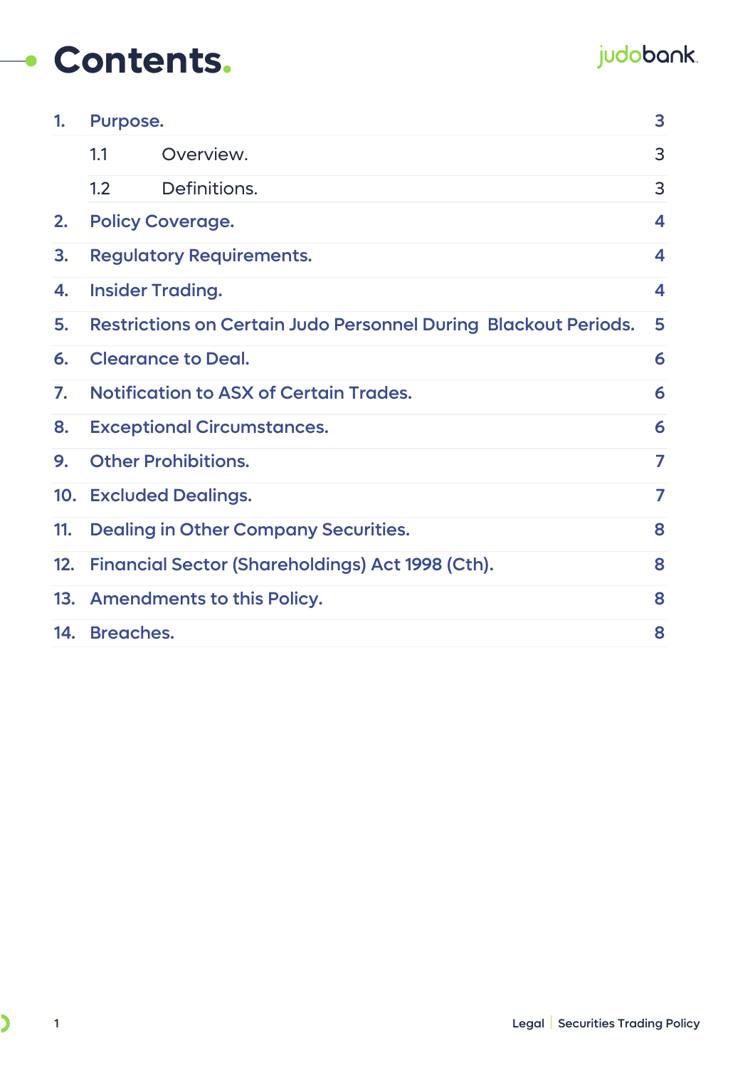# Contents.

| | | |
|---|---|---|
| 1. | Purpose. | 3 |
| | 1.1 Overview. | 3 |
| | 1.2 Definitions. | 3 |
| 2. | Policy Coverage. | 4 |
| 3. | Regulatory Requirements. | 4 |
| 4. | Insider Trading. | 4 |
| 5. | Restrictions on Certain Judo Personnel During Blackout Periods. | 5 |
| 6. | Clearance to Deal. | 6 |
| 7. | Notification to ASX of Certain Trades. | 6 |
| 8. | Exceptional Circumstances. | 6 |
| 9. | Other Prohibitions. | 7 |
| 10. | Excluded Dealings. | 7 |
| 11. | Dealing in Other Company Securities. | 8 |
| 12. | Financial Sector (Shareholdings) Act 1998 (Cth). | 8 |
| 13. | Amendments to this Policy. | 8 |
| 14. | Breaches. | 8 |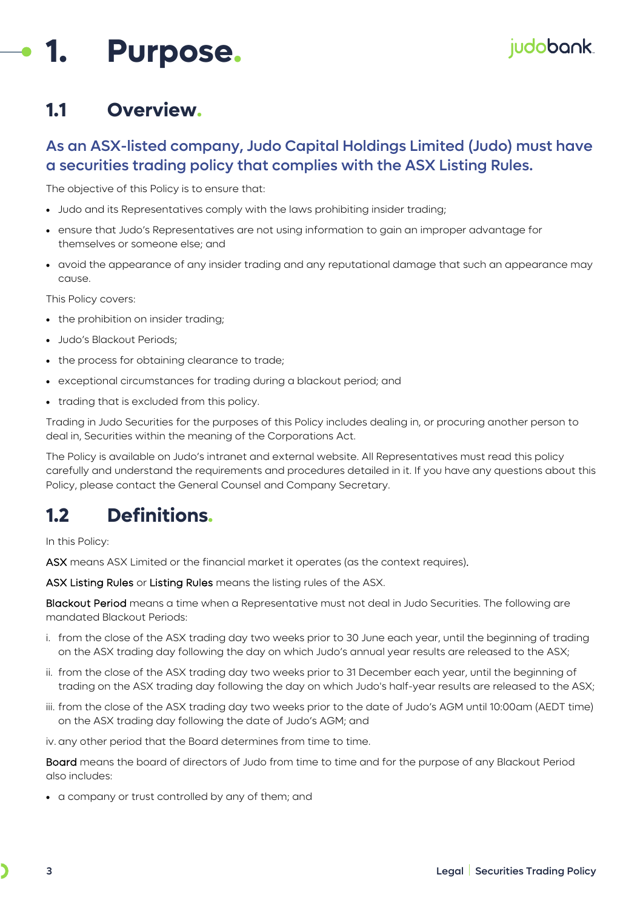# 1. Purpose.

## 1.1 Overview.

### As an ASX-listed company, Judo Capital Holdings Limited (Judo) must have a securities trading policy that complies with the ASX Listing Rules.

The objective of this Policy is to ensure that:

- Judo and its Representatives comply with the laws prohibiting insider trading;
- ensure that Judo's Representatives are not using information to gain an improper advantage for themselves or someone else; and
- avoid the appearance of any insider trading and any reputational damage that such an appearance may cause.

This Policy covers:

- the prohibition on insider trading;
- Judo's Blackout Periods;
- the process for obtaining clearance to trade;
- exceptional circumstances for trading during a blackout period; and
- trading that is excluded from this policy.

Trading in Judo Securities for the purposes of this Policy includes dealing in, or procuring another person to deal in, Securities within the meaning of the Corporations Act.

The Policy is available on Judo's intranet and external website. All Representatives must read this policy carefully and understand the requirements and procedures detailed in it. If you have any questions about this Policy, please contact the General Counsel and Company Secretary.

## 1.2 Definitions.

In this Policy:

**ASX** means ASX Limited or the financial market it operates (as the context requires).

**ASX Listing Rules** or **Listing Rules** means the listing rules of the ASX.

**Blackout Period** means a time when a Representative must not deal in Judo Securities. The following are mandated Blackout Periods:

i. from the close of the ASX trading day two weeks prior to 30 June each year, until the beginning of trading on the ASX trading day following the day on which Judo's annual year results are released to the ASX;

ii. from the close of the ASX trading day two weeks prior to 31 December each year, until the beginning of trading on the ASX trading day following the day on which Judo's half-year results are released to the ASX;

iii. from the close of the ASX trading day two weeks prior to the date of Judo's AGM until 10:00am (AEDT time) on the ASX trading day following the date of Judo's AGM; and

iv. any other period that the Board determines from time to time.

**Board** means the board of directors of Judo from time to time and for the purpose of any Blackout Period also includes:

- a company or trust controlled by any of them; and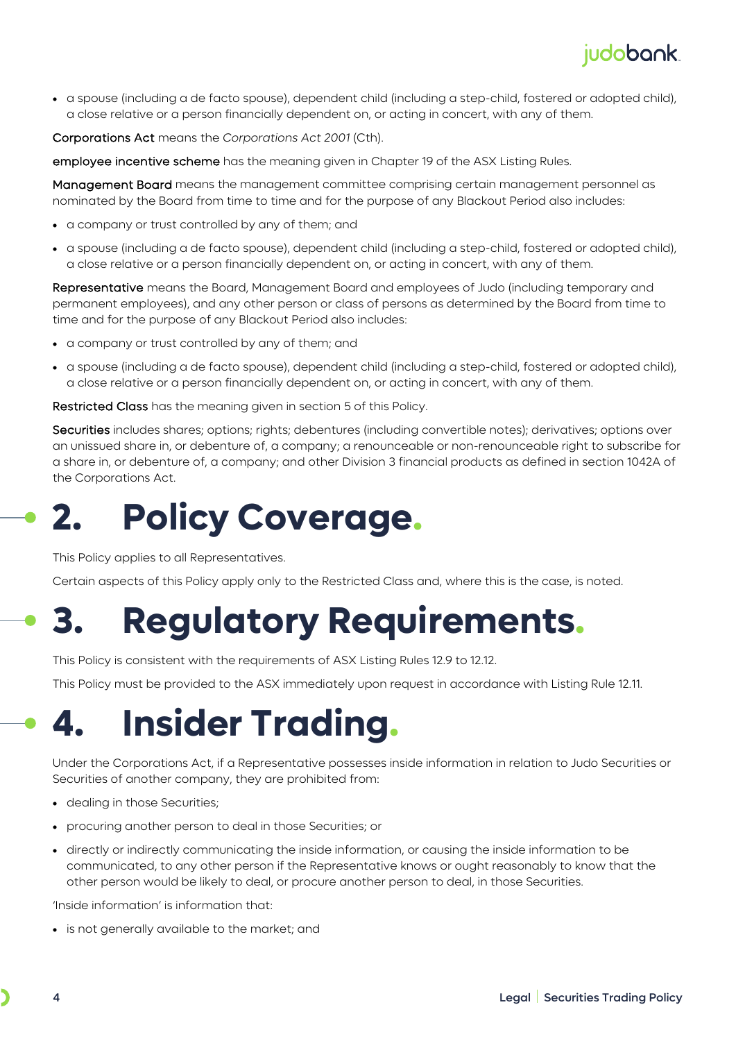- a spouse (including a de facto spouse), dependent child (including a step-child, fostered or adopted child), a close relative or a person financially dependent on, or acting in concert, with any of them.

**Corporations Act** means the *Corporations Act 2001* (Cth).

**employee incentive scheme** has the meaning given in Chapter 19 of the ASX Listing Rules.

**Management Board** means the management committee comprising certain management personnel as nominated by the Board from time to time and for the purpose of any Blackout Period also includes:

- a company or trust controlled by any of them; and
- a spouse (including a de facto spouse), dependent child (including a step-child, fostered or adopted child), a close relative or a person financially dependent on, or acting in concert, with any of them.

**Representative** means the Board, Management Board and employees of Judo (including temporary and permanent employees), and any other person or class of persons as determined by the Board from time to time and for the purpose of any Blackout Period also includes:

- a company or trust controlled by any of them; and
- a spouse (including a de facto spouse), dependent child (including a step-child, fostered or adopted child), a close relative or a person financially dependent on, or acting in concert, with any of them.

**Restricted Class** has the meaning given in section 5 of this Policy.

**Securities** includes shares; options; rights; debentures (including convertible notes); derivatives; options over an unissued share in, or debenture of, a company; a renounceable or non-renounceable right to subscribe for a share in, or debenture of, a company; and other Division 3 financial products as defined in section 1042A of the Corporations Act.

# 2. Policy Coverage.

This Policy applies to all Representatives.

Certain aspects of this Policy apply only to the Restricted Class and, where this is the case, is noted.

# 3. Regulatory Requirements.

This Policy is consistent with the requirements of ASX Listing Rules 12.9 to 12.12.

This Policy must be provided to the ASX immediately upon request in accordance with Listing Rule 12.11.

# 4. Insider Trading.

Under the Corporations Act, if a Representative possesses inside information in relation to Judo Securities or Securities of another company, they are prohibited from:

- dealing in those Securities;
- procuring another person to deal in those Securities; or
- directly or indirectly communicating the inside information, or causing the inside information to be communicated, to any other person if the Representative knows or ought reasonably to know that the other person would be likely to deal, or procure another person to deal, in those Securities.

'Inside information' is information that:

- is not generally available to the market; and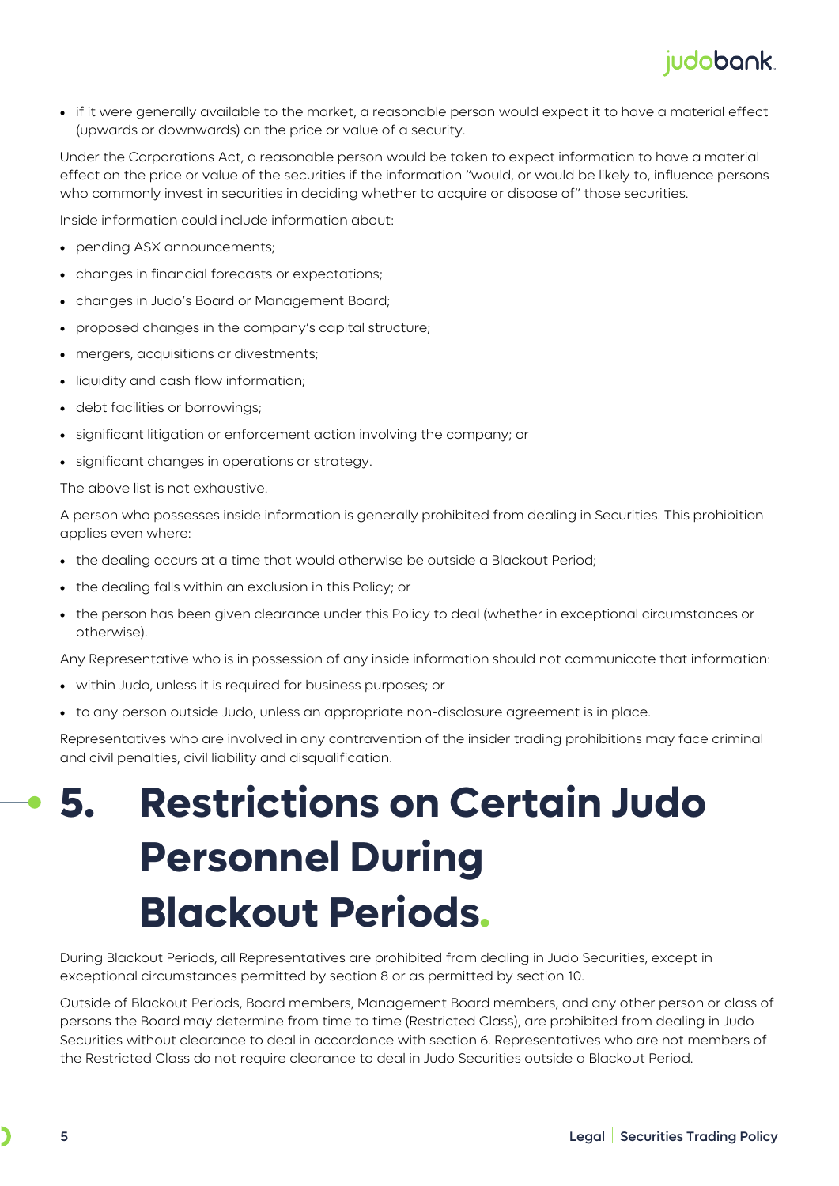- if it were generally available to the market, a reasonable person would expect it to have a material effect (upwards or downwards) on the price or value of a security.

Under the Corporations Act, a reasonable person would be taken to expect information to have a material effect on the price or value of the securities if the information "would, or would be likely to, influence persons who commonly invest in securities in deciding whether to acquire or dispose of" those securities.

Inside information could include information about:

- pending ASX announcements;
- changes in financial forecasts or expectations;
- changes in Judo's Board or Management Board;
- proposed changes in the company's capital structure;
- mergers, acquisitions or divestments;
- liquidity and cash flow information;
- debt facilities or borrowings;
- significant litigation or enforcement action involving the company; or
- significant changes in operations or strategy.

The above list is not exhaustive.

A person who possesses inside information is generally prohibited from dealing in Securities. This prohibition applies even where:

- the dealing occurs at a time that would otherwise be outside a Blackout Period;
- the dealing falls within an exclusion in this Policy; or
- the person has been given clearance under this Policy to deal (whether in exceptional circumstances or otherwise).

Any Representative who is in possession of any inside information should not communicate that information:

- within Judo, unless it is required for business purposes; or
- to any person outside Judo, unless an appropriate non-disclosure agreement is in place.

Representatives who are involved in any contravention of the insider trading prohibitions may face criminal and civil penalties, civil liability and disqualification.

# 5. Restrictions on Certain Judo Personnel During Blackout Periods.

During Blackout Periods, all Representatives are prohibited from dealing in Judo Securities, except in exceptional circumstances permitted by section 8 or as permitted by section 10.

Outside of Blackout Periods, Board members, Management Board members, and any other person or class of persons the Board may determine from time to time (Restricted Class), are prohibited from dealing in Judo Securities without clearance to deal in accordance with section 6. Representatives who are not members of the Restricted Class do not require clearance to deal in Judo Securities outside a Blackout Period.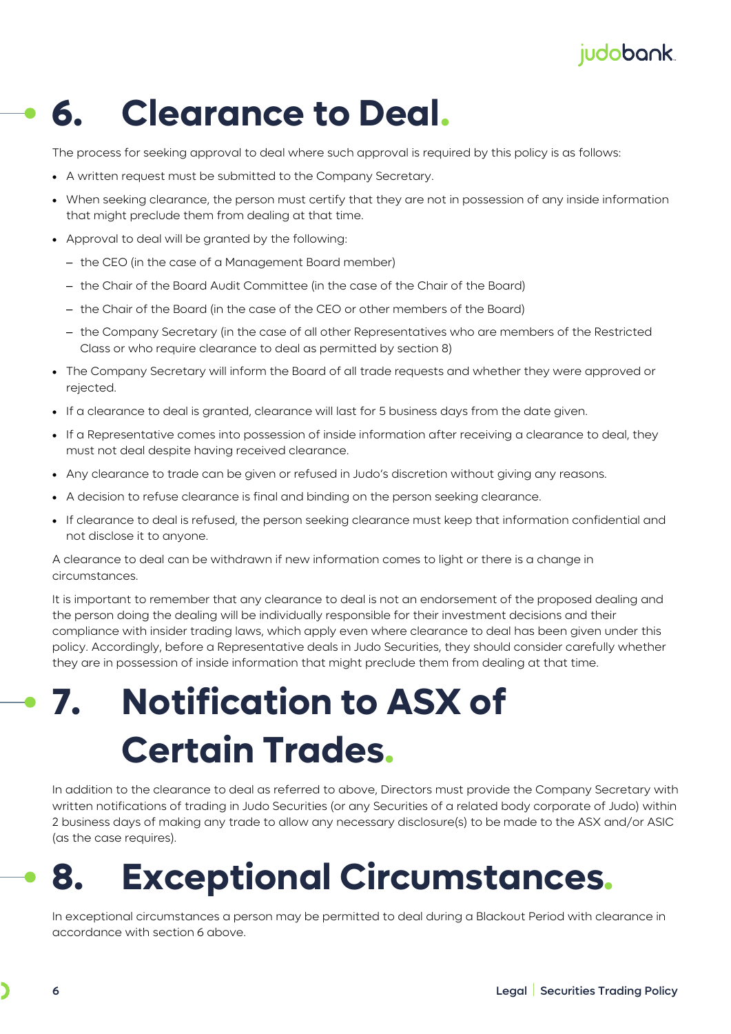# 6. Clearance to Deal.

The process for seeking approval to deal where such approval is required by this policy is as follows:

- A written request must be submitted to the Company Secretary.
- When seeking clearance, the person must certify that they are not in possession of any inside information that might preclude them from dealing at that time.
- Approval to deal will be granted by the following:
  - the CEO (in the case of a Management Board member)
  - the Chair of the Board Audit Committee (in the case of the Chair of the Board)
  - the Chair of the Board (in the case of the CEO or other members of the Board)
  - the Company Secretary (in the case of all other Representatives who are members of the Restricted Class or who require clearance to deal as permitted by section 8)
- The Company Secretary will inform the Board of all trade requests and whether they were approved or rejected.
- If a clearance to deal is granted, clearance will last for 5 business days from the date given.
- If a Representative comes into possession of inside information after receiving a clearance to deal, they must not deal despite having received clearance.
- Any clearance to trade can be given or refused in Judo's discretion without giving any reasons.
- A decision to refuse clearance is final and binding on the person seeking clearance.
- If clearance to deal is refused, the person seeking clearance must keep that information confidential and not disclose it to anyone.

A clearance to deal can be withdrawn if new information comes to light or there is a change in circumstances.

It is important to remember that any clearance to deal is not an endorsement of the proposed dealing and the person doing the dealing will be individually responsible for their investment decisions and their compliance with insider trading laws, which apply even where clearance to deal has been given under this policy. Accordingly, before a Representative deals in Judo Securities, they should consider carefully whether they are in possession of inside information that might preclude them from dealing at that time.

# 7. Notification to ASX of Certain Trades.

In addition to the clearance to deal as referred to above, Directors must provide the Company Secretary with written notifications of trading in Judo Securities (or any Securities of a related body corporate of Judo) within 2 business days of making any trade to allow any necessary disclosure(s) to be made to the ASX and/or ASIC (as the case requires).

# 8. Exceptional Circumstances.

In exceptional circumstances a person may be permitted to deal during a Blackout Period with clearance in accordance with section 6 above.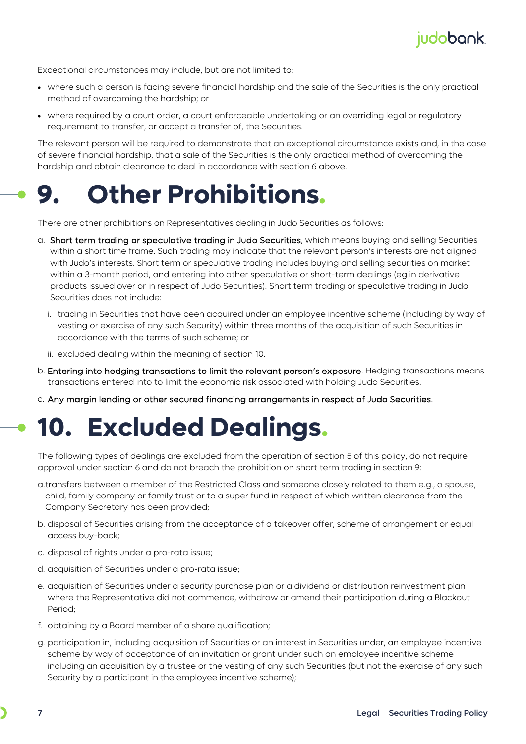Exceptional circumstances may include, but are not limited to:

- where such a person is facing severe financial hardship and the sale of the Securities is the only practical method of overcoming the hardship; or
- where required by a court order, a court enforceable undertaking or an overriding legal or regulatory requirement to transfer, or accept a transfer of, the Securities.

The relevant person will be required to demonstrate that an exceptional circumstance exists and, in the case of severe financial hardship, that a sale of the Securities is the only practical method of overcoming the hardship and obtain clearance to deal in accordance with section 6 above.

# 9. Other Prohibitions.

There are other prohibitions on Representatives dealing in Judo Securities as follows:

a. **Short term trading or speculative trading in Judo Securities**, which means buying and selling Securities within a short time frame. Such trading may indicate that the relevant person's interests are not aligned with Judo's interests. Short term or speculative trading includes buying and selling securities on market within a 3-month period, and entering into other speculative or short-term dealings (eg in derivative products issued over or in respect of Judo Securities). Short term trading or speculative trading in Judo Securities does not include:

   i. trading in Securities that have been acquired under an employee incentive scheme (including by way of vesting or exercise of any such Security) within three months of the acquisition of such Securities in accordance with the terms of such scheme; or

   ii. excluded dealing within the meaning of section 10.

b. **Entering into hedging transactions to limit the relevant person's exposure**. Hedging transactions means transactions entered into to limit the economic risk associated with holding Judo Securities.

c. **Any margin lending or other secured financing arrangements in respect of Judo Securities**.

# 10. Excluded Dealings.

The following types of dealings are excluded from the operation of section 5 of this policy, do not require approval under section 6 and do not breach the prohibition on short term trading in section 9:

a. transfers between a member of the Restricted Class and someone closely related to them e.g., a spouse, child, family company or family trust or to a super fund in respect of which written clearance from the Company Secretary has been provided;

b. disposal of Securities arising from the acceptance of a takeover offer, scheme of arrangement or equal access buy-back;

c. disposal of rights under a pro-rata issue;

d. acquisition of Securities under a pro-rata issue;

e. acquisition of Securities under a security purchase plan or a dividend or distribution reinvestment plan where the Representative did not commence, withdraw or amend their participation during a Blackout Period;

f. obtaining by a Board member of a share qualification;

g. participation in, including acquisition of Securities or an interest in Securities under, an employee incentive scheme by way of acceptance of an invitation or grant under such an employee incentive scheme including an acquisition by a trustee or the vesting of any such Securities (but not the exercise of any such Security by a participant in the employee incentive scheme);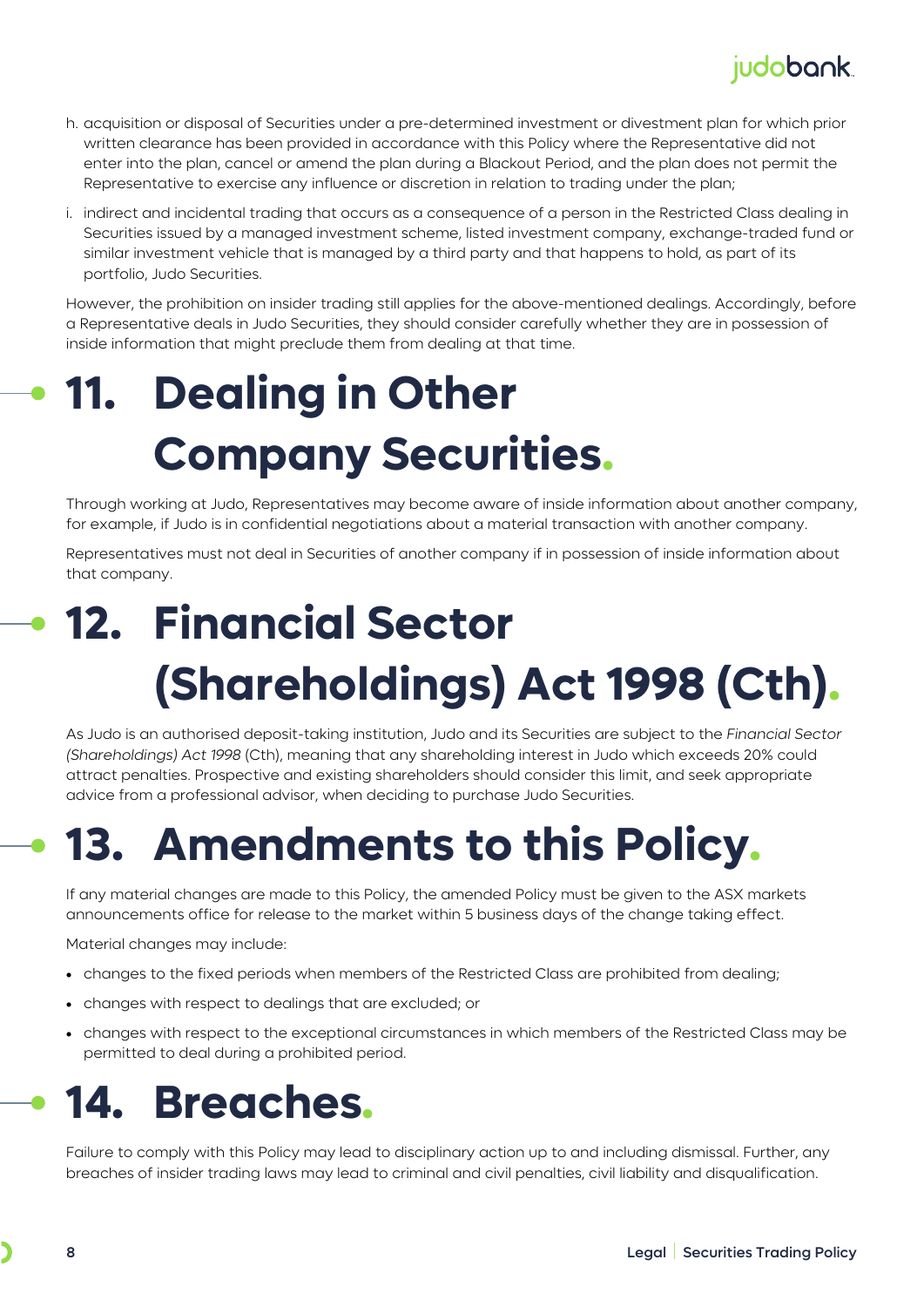h. acquisition or disposal of Securities under a pre-determined investment or divestment plan for which prior written clearance has been provided in accordance with this Policy where the Representative did not enter into the plan, cancel or amend the plan during a Blackout Period, and the plan does not permit the Representative to exercise any influence or discretion in relation to trading under the plan;

i. indirect and incidental trading that occurs as a consequence of a person in the Restricted Class dealing in Securities issued by a managed investment scheme, listed investment company, exchange-traded fund or similar investment vehicle that is managed by a third party and that happens to hold, as part of its portfolio, Judo Securities.

However, the prohibition on insider trading still applies for the above-mentioned dealings. Accordingly, before a Representative deals in Judo Securities, they should consider carefully whether they are in possession of inside information that might preclude them from dealing at that time.

# 11. Dealing in Other Company Securities.

Through working at Judo, Representatives may become aware of inside information about another company, for example, if Judo is in confidential negotiations about a material transaction with another company.

Representatives must not deal in Securities of another company if in possession of inside information about that company.

# 12. Financial Sector (Shareholdings) Act 1998 (Cth).

As Judo is an authorised deposit-taking institution, Judo and its Securities are subject to the *Financial Sector (Shareholdings) Act 1998* (Cth), meaning that any shareholding interest in Judo which exceeds 20% could attract penalties. Prospective and existing shareholders should consider this limit, and seek appropriate advice from a professional advisor, when deciding to purchase Judo Securities.

# 13. Amendments to this Policy.

If any material changes are made to this Policy, the amended Policy must be given to the ASX markets announcements office for release to the market within 5 business days of the change taking effect.

Material changes may include:

- changes to the fixed periods when members of the Restricted Class are prohibited from dealing;
- changes with respect to dealings that are excluded; or
- changes with respect to the exceptional circumstances in which members of the Restricted Class may be permitted to deal during a prohibited period.

# 14. Breaches.

Failure to comply with this Policy may lead to disciplinary action up to and including dismissal. Further, any breaches of insider trading laws may lead to criminal and civil penalties, civil liability and disqualification.